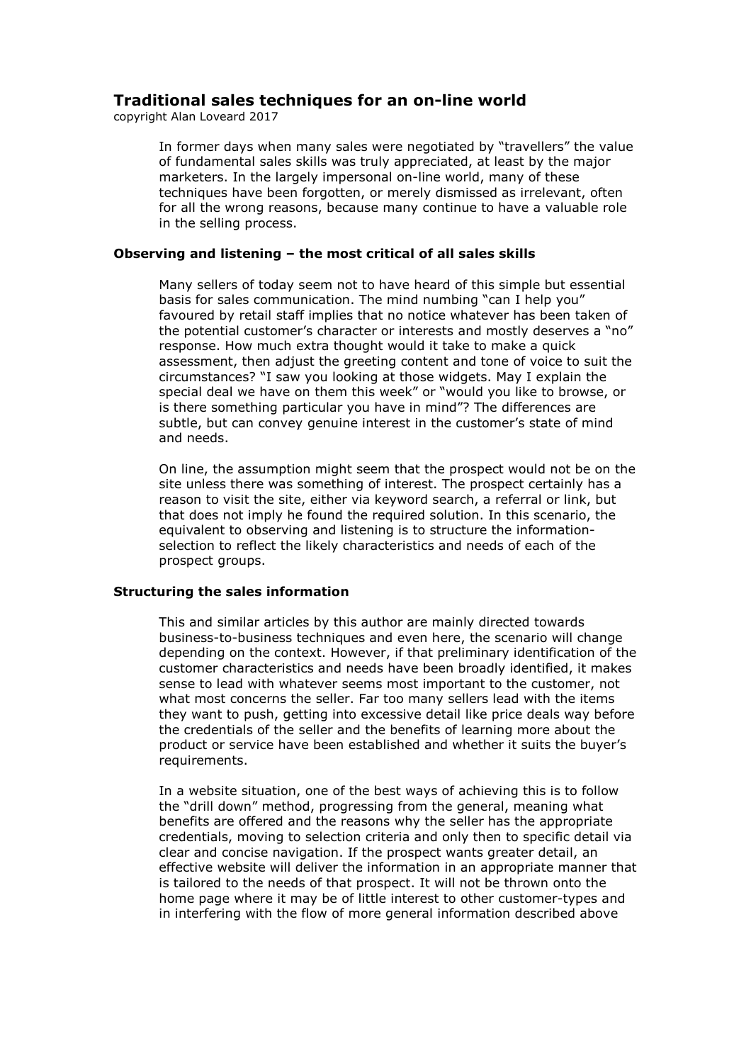# Traditional sales techniques for an on-line world

copyright Alan Loveard 2017

In former days when many sales were negotiated by "travellers" the value of fundamental sales skills was truly appreciated, at least by the major marketers. In the largely impersonal on-line world, many of these techniques have been forgotten, or merely dismissed as irrelevant, often for all the wrong reasons, because many continue to have a valuable role in the selling process.

### Observing and listening – the most critical of all sales skills

Many sellers of today seem not to have heard of this simple but essential basis for sales communication. The mind numbing "can I help you" favoured by retail staff implies that no notice whatever has been taken of the potential customer's character or interests and mostly deserves a "no" response. How much extra thought would it take to make a quick assessment, then adjust the greeting content and tone of voice to suit the circumstances? "I saw you looking at those widgets. May I explain the special deal we have on them this week" or "would you like to browse, or is there something particular you have in mind"? The differences are subtle, but can convey genuine interest in the customer's state of mind and needs.

On line, the assumption might seem that the prospect would not be on the site unless there was something of interest. The prospect certainly has a reason to visit the site, either via keyword search, a referral or link, but that does not imply he found the required solution. In this scenario, the equivalent to observing and listening is to structure the information-selection to reflect the likely characteristics and needs of each of the prospect groups.

### Structuring the sales information

This and similar articles by this author are mainly directed towards business-to-business techniques and even here, the scenario will change depending on the context. However, if that preliminary identification of the customer characteristics and needs have been broadly identified, it makes sense to lead with whatever seems most important to the customer, not what most concerns the seller. Far too many sellers lead with the items they want to push, getting into excessive detail like price deals way before the credentials of the seller and the benefits of learning more about the product or service have been established and whether it suits the buyer's requirements.

In a website situation, one of the best ways of achieving this is to follow the "drill down" method, progressing from the general, meaning what benefits are offered and the reasons why the seller has the appropriate credentials, moving to selection criteria and only then to specific detail via clear and concise navigation. If the prospect wants greater detail, an effective website will deliver the information in an appropriate manner that is tailored to the needs of that prospect. It will not be thrown onto the home page where it may be of little interest to other customer-types and in interfering with the flow of more general information described above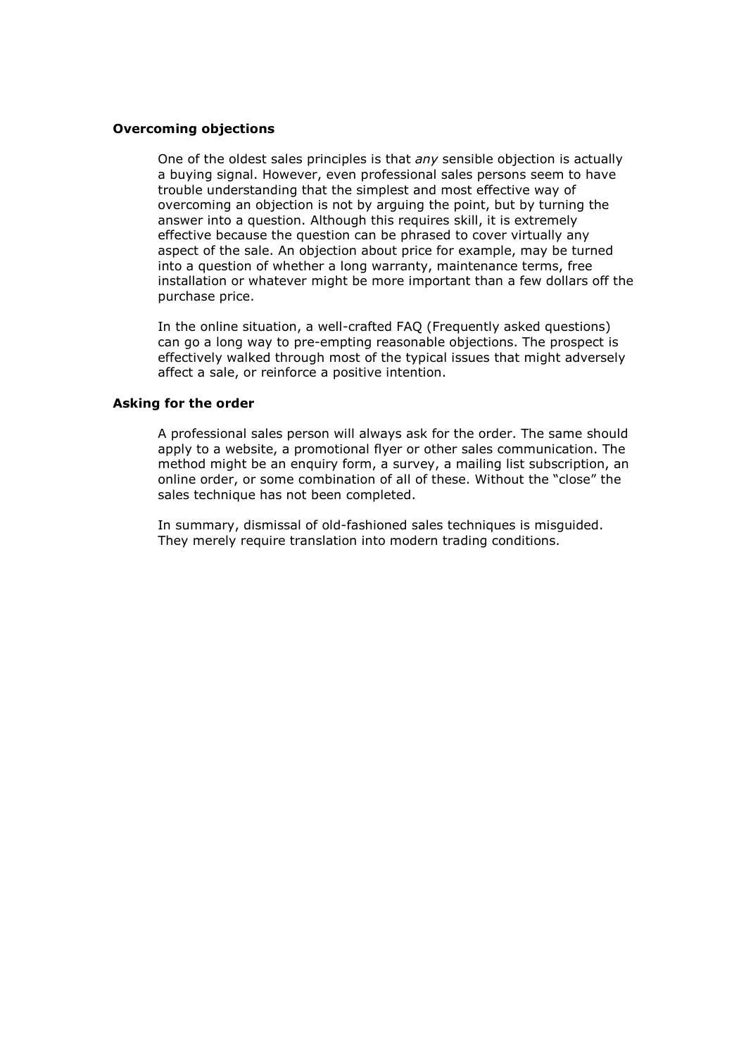### **Overcoming objections**

One of the oldest sales principles is that *any* sensible objection is actually a buying signal. However, even professional sales persons seem to have trouble understanding that the simplest and most effective way of overcoming an objection is not by arguing the point, but by turning the answer into a question. Although this requires skill, it is extremely effective because the question can be phrased to cover virtually any aspect of the sale. An objection about price for example, may be turned into a question of whether a long warranty, maintenance terms, free installation or whatever might be more important than a few dollars off the purchase price.

In the online situation, a well-crafted FAQ (Frequently asked questions) can go a long way to pre-empting reasonable objections. The prospect is effectively walked through most of the typical issues that might adversely affect a sale, or reinforce a positive intention.

### **Asking for the order**

A professional sales person will always ask for the order. The same should apply to a website, a promotional flyer or other sales communication. The method might be an enquiry form, a survey, a mailing list subscription, an online order, or some combination of all of these. Without the "close" the sales technique has not been completed.

In summary, dismissal of old-fashioned sales techniques is misguided. They merely require translation into modern trading conditions.